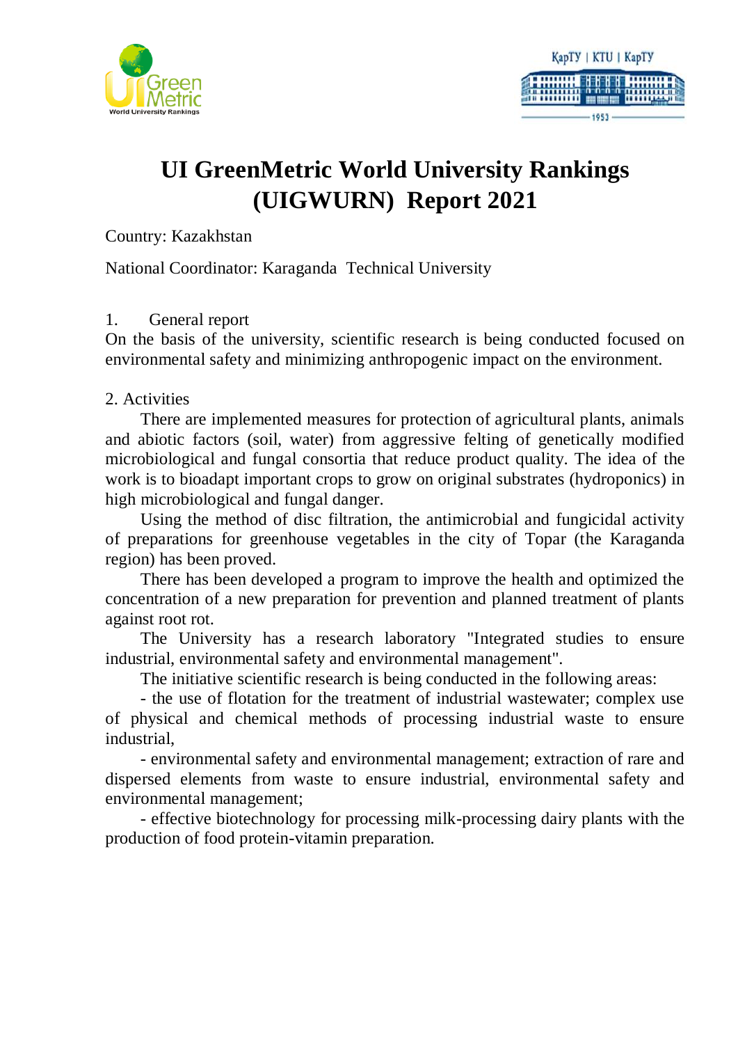# UI GreenMetric World University Rankings (UIGWURN) Report 2021

Country: Kazakhstan

National Coordinator: Karaganda Technical University

1. General report

On the basis of the university, scientific research is being conducted focused on environmental safety and minimizing anthropogenic impact on the environment.

2. Activities

There are implemented measures for protection of agricultural plants, animals and abiotic factors (soil, water) from aggressive felting of genetically modified microbiological and fungal consortia that reduce product quality. The idea of the work is to bioadapt important crops to grow on original substrates (hydroponics) in high microbiological and fungal danger.

Using the method of disc filtration, the antimicrobial and fungicidal activity of preparations for greenhouse vegetables in the city of Topar (the Karaganda region) has been proved.

There has been developed a program to improve the health and optimized the concentration of a new preparation for prevention and planned treatment of plants against root rot.

The University has a research laboratory "Integrated studies to ensure industrial, environmental safety and environmental management".

The initiative scientific research is being conducted in the following areas:

- the use of flotation for the treatment of industrial wastewater; complex use of physical and chemical methods of processing industrial waste to ensure industrial,
- environmental safety and environmental management; extraction of rare and dispersed elements from waste to ensure industrial, environmental safety and environmental management;
- effective biotechnology for processing milk-processing dairy plants with the production of food protein-vitamin preparation.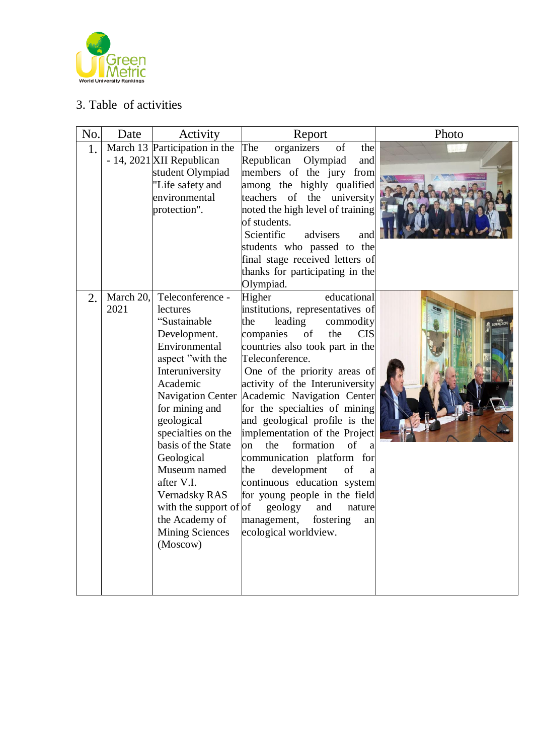## 3. Table of activities

| No. | Date | Activity | Report | Photo |
|---|---|---|---|---|
| 1. | March 13 - 14, 2021 | Participation in the XII Republican student Olympiad "Life safety and environmental protection". | The organizers of the Republican Olympiad and members of the jury from among the highly qualified teachers of the university noted the high level of training of students. Scientific advisers and students who passed to the final stage received letters of thanks for participating in the Olympiad. | |
| 2. | March 20, 2021 | Teleconference - lectures "Sustainable Development. Environmental aspect "with the Interuniversity Academic Navigation Center for mining and geological specialties on the basis of the State Geological Museum named after V.I. Vernadsky RAS with the support of the Academy of Mining Sciences (Moscow) | Higher educational institutions, representatives of the leading commodity companies of the CIS countries also took part in the Teleconference. One of the priority areas of activity of the Interuniversity Academic Navigation Center for the specialties of mining and geological profile is the implementation of the Project on the formation of a communication platform for the development of a continuous education system for young people in the field of geology and nature management, fostering an ecological worldview. | |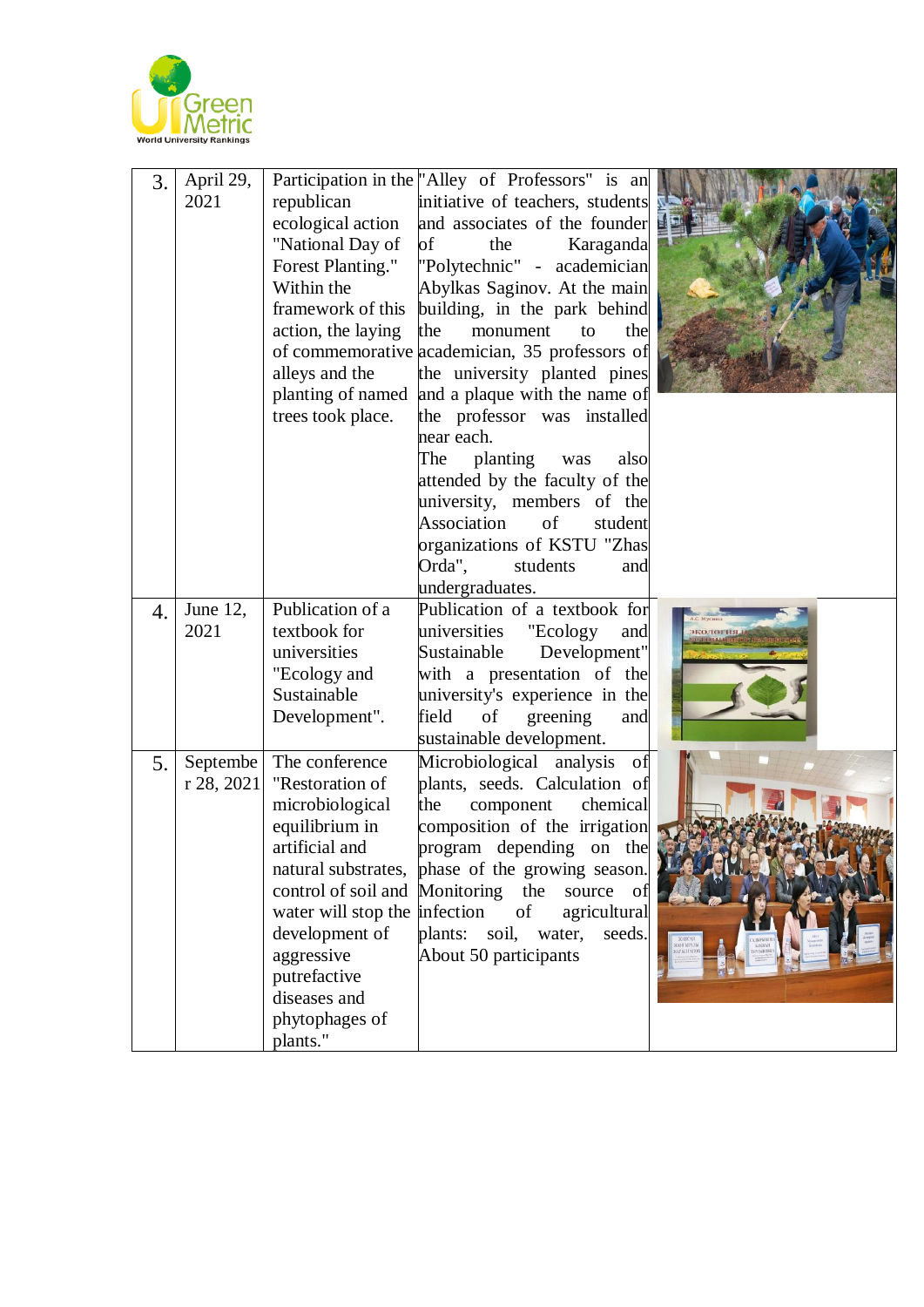| 3. | April 29, 2021 | Participation in the republican ecological action "National Day of Forest Planting." Within the framework of this action, the laying of commemorative alleys and the planting of named trees took place. | "Alley of Professors" is an initiative of teachers, students and associates of the founder of the Karaganda "Polytechnic" - academician Abylkas Saginov. At the main building, in the park behind the monument to the academician, 35 professors of the university planted pines and a plaque with the name of the professor was installed near each. The planting was also attended by the faculty of the university, members of the Association of student organizations of KSTU "Zhas Orda", students and undergraduates. | |
|---|---|---|---|---|
| 4. | June 12, 2021 | Publication of a textbook for universities "Ecology and Sustainable Development". | Publication of a textbook for universities "Ecology and Sustainable Development" with a presentation of the university's experience in the field of greening and sustainable development. | |
| 5. | September 28, 2021 | The conference "Restoration of microbiological equilibrium in artificial and natural substrates, control of soil and water will stop the development of aggressive putrefactive diseases and phytophages of plants." | Microbiological analysis of plants, seeds. Calculation of the component chemical composition of the irrigation program depending on the phase of the growing season. Monitoring the source of infection of agricultural plants: soil, water, seeds. About 50 participants | |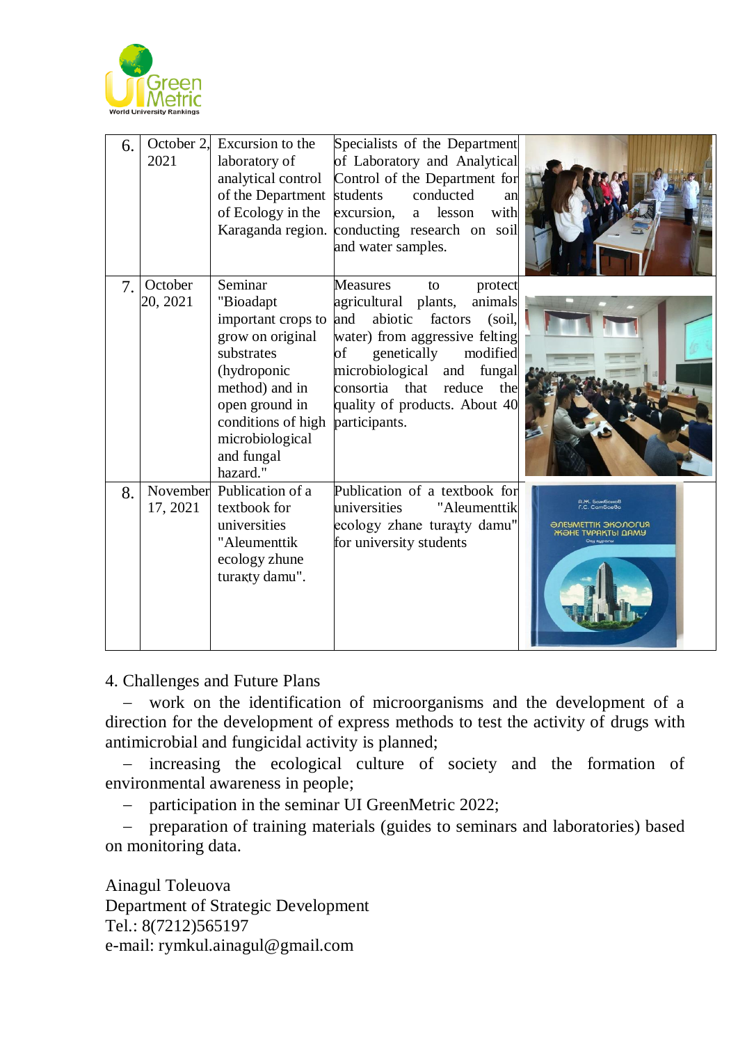| 6. | October 2, 2021 | Excursion to the laboratory of analytical control of the Department of Ecology in the Karaganda region. | Specialists of the Department of Laboratory and Analytical Control of the Department for students conducted an excursion, a lesson with conducting research on soil and water samples. | |
|---|---|---|---|---|
| 7. | October 20, 2021 | Seminar "Bioadapt important crops to grow on original substrates (hydroponic method) and in open ground in conditions of high microbiological and fungal hazard." | Measures to protect agricultural plants, animals and abiotic factors (soil, water) from aggressive felting of genetically modified microbiological and fungal consortia that reduce the quality of products. About 40 participants. | |
| 8. | November 17, 2021 | Publication of a textbook for universities "Aleumenttik ecology zhane turaкty damu". | Publication of a textbook for universities "Aleumenttik ecology zhane turaұty damu" for university students | |

4. Challenges and Future Plans

– work on the identification of microorganisms and the development of a direction for the development of express methods to test the activity of drugs with antimicrobial and fungicidal activity is planned;

– increasing the ecological culture of society and the formation of environmental awareness in people;

– participation in the seminar UI GreenMetric 2022;

– preparation of training materials (guides to seminars and laboratories) based on monitoring data.

Ainagul Toleuova
Department of Strategic Development
Tel.: 8(7212)565197
e-mail: rymkul.ainagul@gmail.com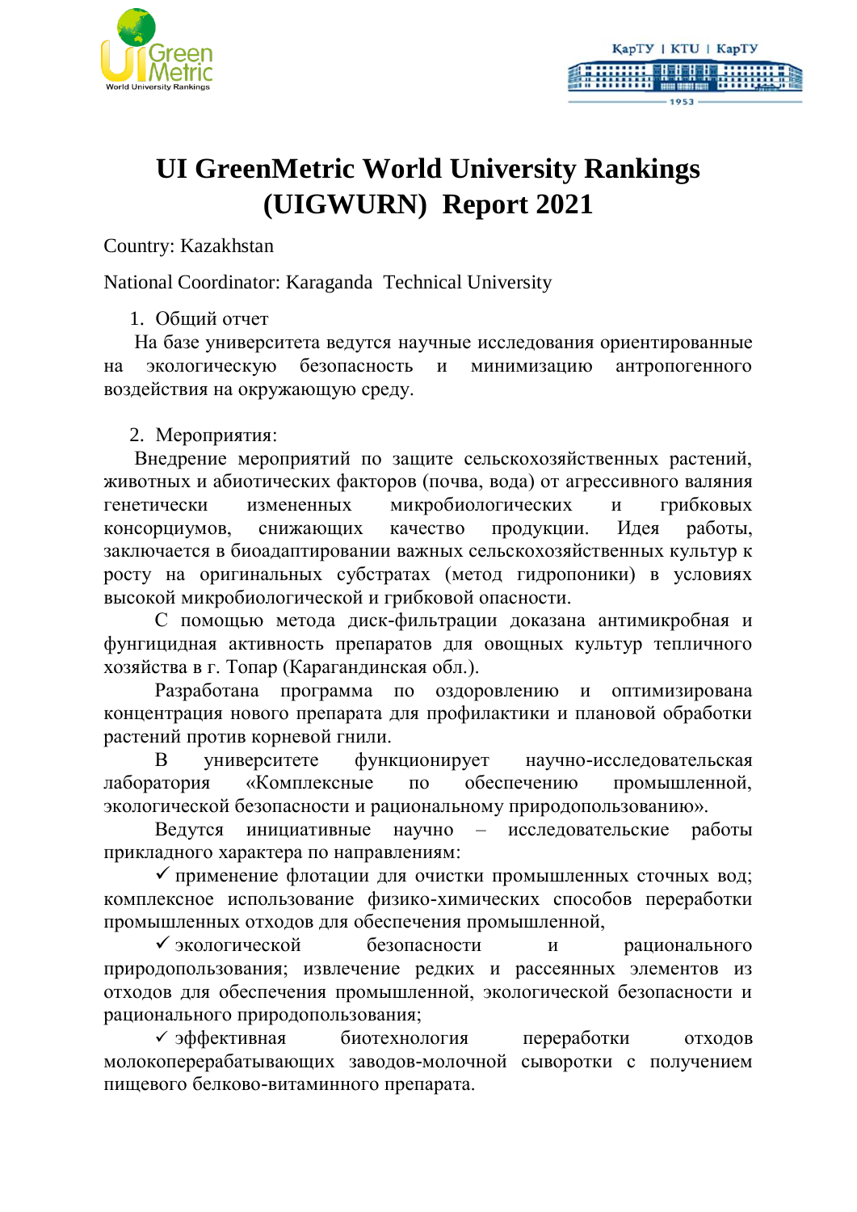# UI GreenMetric World University Rankings (UIGWURN) Report 2021

Country: Kazakhstan

National Coordinator: Karaganda Technical University

1. Общий отчет

На базе университета ведутся научные исследования ориентированные на экологическую безопасность и минимизацию антропогенного воздействия на окружающую среду.

2. Мероприятия:

Внедрение мероприятий по защите сельскохозяйственных растений, животных и абиотических факторов (почва, вода) от агрессивного валяния генетически измененных микробиологических и грибковых консорциумов, снижающих качество продукции. Идея работы, заключается в биоадаптировании важных сельскохозяйственных культур к росту на оригинальных субстратах (метод гидропоники) в условиях высокой микробиологической и грибковой опасности.

С помощью метода диск-фильтрации доказана антимикробная и фунгицидная активность препаратов для овощных культур тепличного хозяйства в г. Топар (Карагандинская обл.).

Разработана программа по оздоровлению и оптимизирована концентрация нового препарата для профилактики и плановой обработки растений против корневой гнили.

В университете функционирует научно-исследовательская лаборатория «Комплексные по обеспечению промышленной, экологической безопасности и рациональному природопользованию».

Ведутся инициативные научно – исследовательские работы прикладного характера по направлениям:

- ✓ применение флотации для очистки промышленных сточных вод; комплексное использование физико-химических способов переработки промышленных отходов для обеспечения промышленной,
- ✓ экологической безопасности и рационального природопользования; извлечение редких и рассеянных элементов из отходов для обеспечения промышленной, экологической безопасности и рационального природопользования;
- ✓ эффективная биотехнология переработки отходов молокоперерабатывающих заводов-молочной сыворотки с получением пищевого белково-витаминного препарата.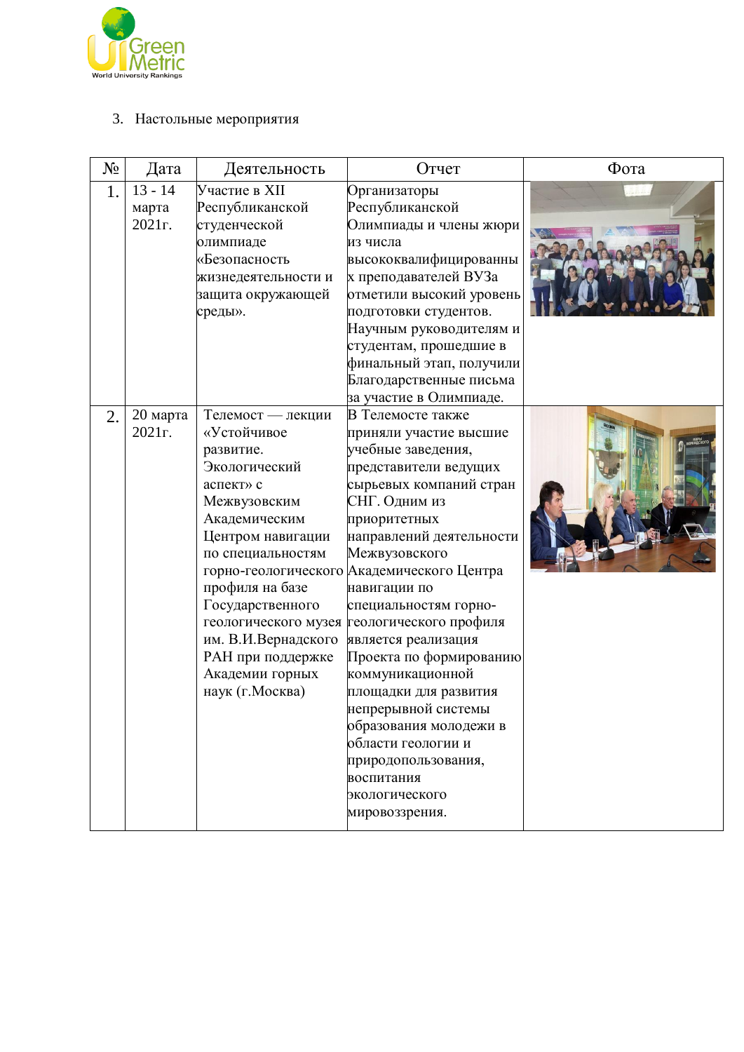3. Настольные мероприятия

| № | Дата | Деятельность | Отчет | Фота |
|---|---|---|---|---|
| 1. | 13 - 14 марта 2021г. | Участие в XII Республиканской студенческой олимпиаде «Безопасность жизнедеятельности и защита окружающей среды». | Организаторы Республиканской Олимпиады и члены жюри из числа высококвалифицированных преподавателей ВУЗа отметили высокий уровень подготовки студентов. Научным руководителям и студентам, прошедшие в финальный этап, получили Благодарственные письма за участие в Олимпиаде. | |
| 2. | 20 марта 2021г. | Телемост — лекции «Устойчивое развитие. Экологический аспект» с Межвузовским Академическим Центром навигации по специальностям горно-геологического профиля на базе Государственного геологического музея им. В.И.Вернадского РАН при поддержке Академии горных наук (г.Москва) | В Телемосте также приняли участие высшие учебные заведения, представители ведущих сырьевых компаний стран СНГ. Одним из приоритетных направлений деятельности Межвузовского Академического Центра навигации по специальностям горно-геологического профиля является реализация Проекта по формированию коммуникационной площадки для развития непрерывной системы образования молодежи в области геологии и природопользования, воспитания экологического мировоззрения. | |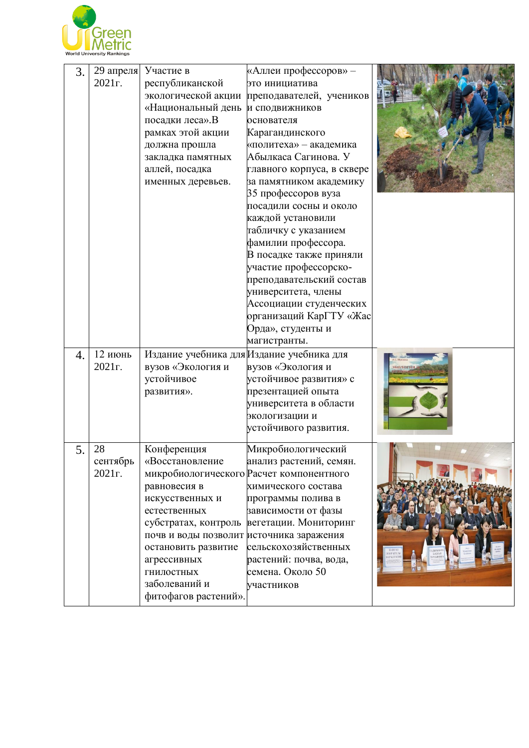| 3. | 29 апреля 2021г. | Участие в республиканской экологической акции «Национальный день посадки леса».В рамках этой акции должна прошла закладка памятных аллей, посадка именных деревьев. | «Аллеи профессоров» – это инициатива преподавателей, учеников и сподвижников основателя Карагандинского «политеха» – академика Абылкаса Сагинова. У главного корпуса, в сквере за памятником академику 35 профессоров вуза посадили сосны и около каждой установили табличку с указанием фамилии профессора. В посадке также приняли участие профессорско-преподавательский состав университета, члены Ассоциации студенческих организаций КарГТУ «Жас Орда», студенты и магистранты. | |
|---|---|---|---|---|
| 4. | 12 июнь 2021г. | Издание учебника для вузов «Экология и устойчивое развития». | Издание учебника для вузов «Экология и устойчивое развития» с презентацией опыта университета в области экологизации и устойчивого развития. | |
| 5. | 28 сентябрь 2021г. | Конференция «Восстановление микробиологического равновесия в искусственных и естественных субстратах, контроль почв и воды позволит остановить развитие агрессивных гнилостных заболеваний и фитофагов растений». | Микробиологический анализ растений, семян. Расчет компонентного химического состава программы полива в зависимости от фазы вегетации. Мониторинг источника заражения сельскохозяйственных растений: почва, вода, семена. Около 50 участников | |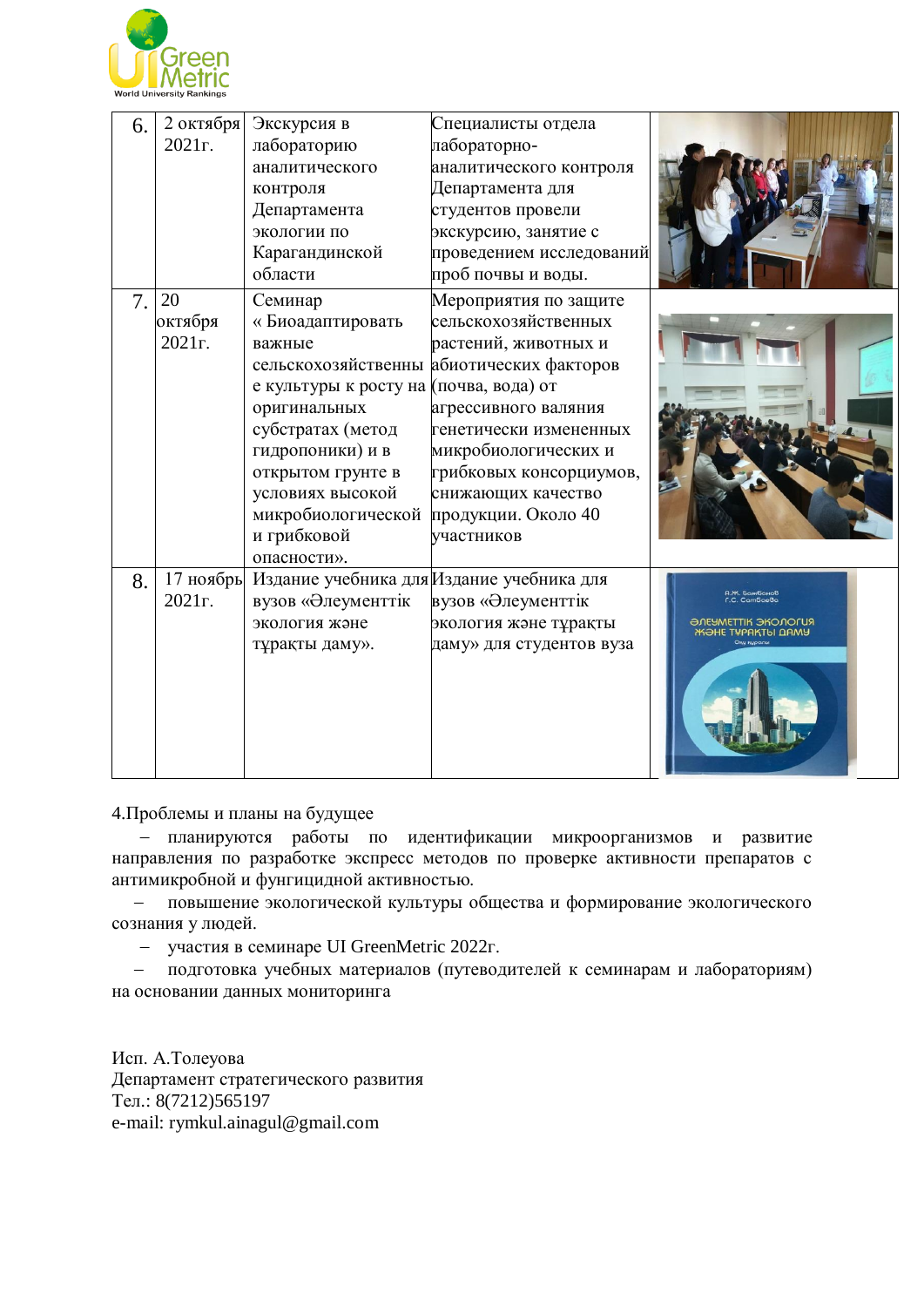| | | | | |
|---|---|---|---|---|
| 6. | 2 октября 2021г. | Экскурсия в лабораторию аналитического контроля Департамента экологии по Карагандинской области | Специалисты отдела лабораторно-аналитического контроля Департамента для студентов провели экскурсию, занятие с проведением исследований проб почвы и воды. | |
| 7. | 20 октября 2021г. | Семинар « Биоадаптировать важные сельскохозяйственные культуры к росту на оригинальных субстратах (метод гидропоники) и в открытом грунте в условиях высокой микробиологической и грибковой опасности». | Мероприятия по защите сельскохозяйственных растений, животных и абиотических факторов (почва, вода) от агрессивного валяния генетически измененных микробиологических и грибковых консорциумов, снижающих качество продукции. Около 40 участников | |
| 8. | 17 ноябрь 2021г. | Издание учебника для вузов «Әлеуметтік экология және тұрақты даму». | Издание учебника для вузов «Әлеуметтік экология және тұрақты даму» для студентов вуза | |

4.Проблемы и планы на будущее

– планируются работы по идентификации микроорганизмов и развитие направления по разработке экспресс методов по проверке активности препаратов с антимикробной и фунгицидной активностью.

– повышение экологической культуры общества и формирование экологического сознания у людей.

– участия в семинаре UI GreenMetric 2022г.

– подготовка учебных материалов (путеводителей к семинарам и лабораториям) на основании данных мониторинга

Исп. А.Толеуова
Департамент стратегического развития
Тел.: 8(7212)565197
e-mail: rymkul.ainagul@gmail.com